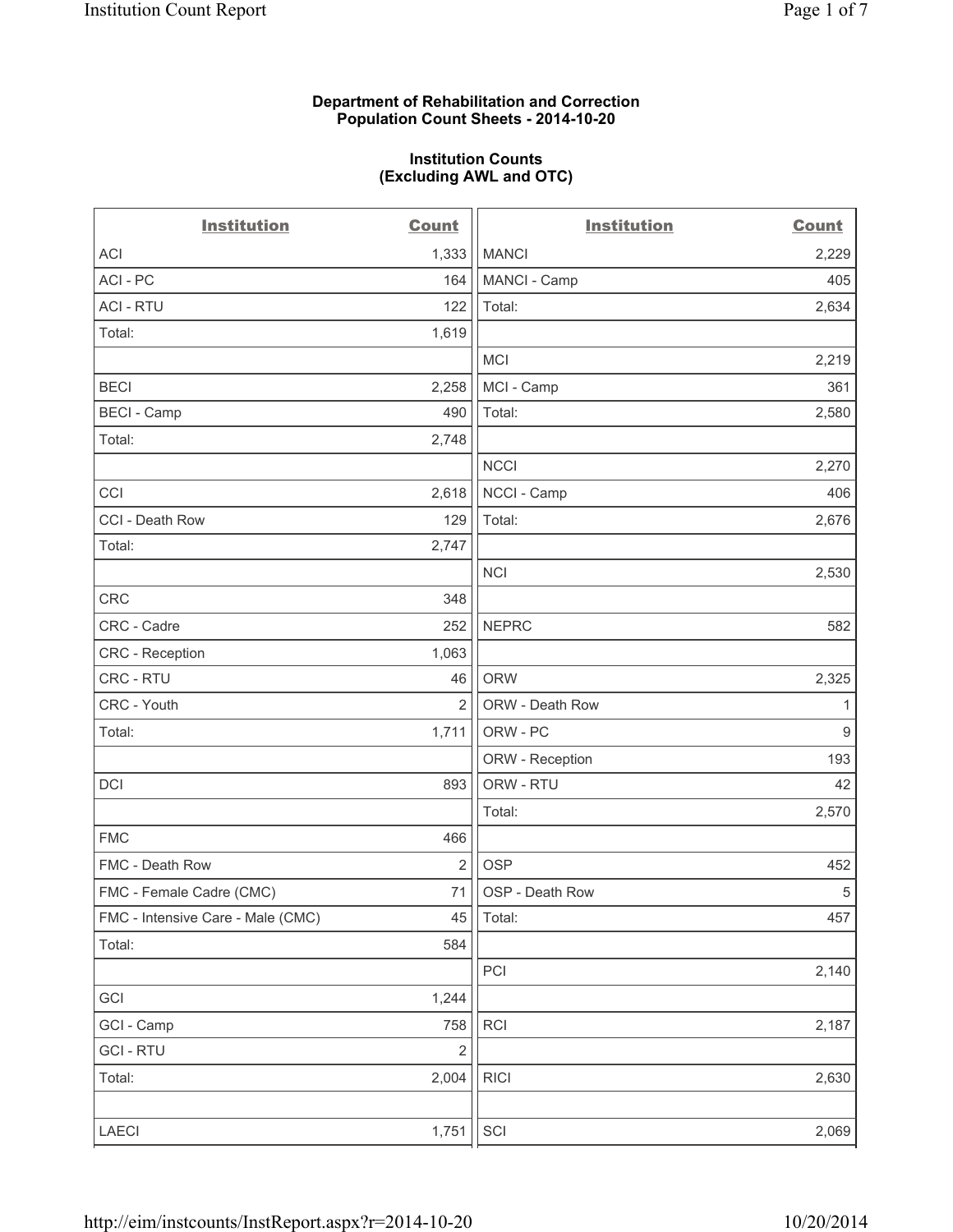**Department of Rehabilitation and Correction**
**Population Count Sheets - 2014-10-20**

**Institution Counts**
**(Excluding AWL and OTC)**

| Institution | Count | Institution | Count |
|---|---|---|---|
| ACI | 1,333 | MANCI | 2,229 |
| ACI - PC | 164 | MANCI - Camp | 405 |
| ACI - RTU | 122 | Total: | 2,634 |
| Total: | 1,619 | | |
| | | MCI | 2,219 |
| BECI | 2,258 | MCI - Camp | 361 |
| BECI - Camp | 490 | Total: | 2,580 |
| Total: | 2,748 | | |
| | | NCCI | 2,270 |
| CCI | 2,618 | NCCI - Camp | 406 |
| CCI - Death Row | 129 | Total: | 2,676 |
| Total: | 2,747 | | |
| | | NCI | 2,530 |
| CRC | 348 | | |
| CRC - Cadre | 252 | NEPRC | 582 |
| CRC - Reception | 1,063 | | |
| CRC - RTU | 46 | ORW | 2,325 |
| CRC - Youth | 2 | ORW - Death Row | 1 |
| Total: | 1,711 | ORW - PC | 9 |
| | | ORW - Reception | 193 |
| DCI | 893 | ORW - RTU | 42 |
| | | Total: | 2,570 |
| FMC | 466 | | |
| FMC - Death Row | 2 | OSP | 452 |
| FMC - Female Cadre (CMC) | 71 | OSP - Death Row | 5 |
| FMC - Intensive Care - Male (CMC) | 45 | Total: | 457 |
| Total: | 584 | | |
| | | PCI | 2,140 |
| GCI | 1,244 | | |
| GCI - Camp | 758 | RCI | 2,187 |
| GCI - RTU | 2 | | |
| Total: | 2,004 | RICI | 2,630 |
| | | | |
| LAECI | 1,751 | SCI | 2,069 |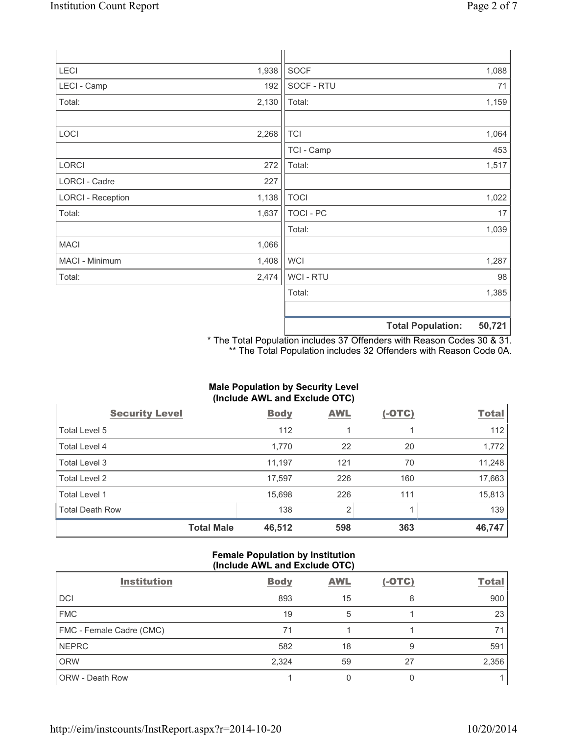| | | | |
|---|---|---|---|
| LECI | 1,938 | SOCF | 1,088 |
| LECI - Camp | 192 | SOCF - RTU | 71 |
| Total: | 2,130 | Total: | 1,159 |
| | | | |
| LOCI | 2,268 | TCI | 1,064 |
| | | TCI - Camp | 453 |
| LORCI | 272 | Total: | 1,517 |
| LORCI - Cadre | 227 | | |
| LORCI - Reception | 1,138 | TOCI | 1,022 |
| Total: | 1,637 | TOCI - PC | 17 |
| | | Total: | 1,039 |
| MACI | 1,066 | | |
| MACI - Minimum | 1,408 | WCI | 1,287 |
| Total: | 2,474 | WCI - RTU | 98 |
| | | Total: | 1,385 |
| | | | |
| | | **Total Population:** | **50,721** |

\* The Total Population includes 37 Offenders with Reason Codes 30 & 31.
\*\* The Total Population includes 32 Offenders with Reason Code 0A.

**Male Population by Security Level (Include AWL and Exclude OTC)**

| Security Level | Body | AWL | (-OTC) | Total |
|---|---|---|---|---|
| Total Level 5 | 112 | 1 | 1 | 112 |
| Total Level 4 | 1,770 | 22 | 20 | 1,772 |
| Total Level 3 | 11,197 | 121 | 70 | 11,248 |
| Total Level 2 | 17,597 | 226 | 160 | 17,663 |
| Total Level 1 | 15,698 | 226 | 111 | 15,813 |
| Total Death Row | 138 | 2 | 1 | 139 |
| **Total Male** | **46,512** | **598** | **363** | **46,747** |

**Female Population by Institution (Include AWL and Exclude OTC)**

| Institution | Body | AWL | (-OTC) | Total |
|---|---|---|---|---|
| DCI | 893 | 15 | 8 | 900 |
| FMC | 19 | 5 | 1 | 23 |
| FMC - Female Cadre (CMC) | 71 | 1 | 1 | 71 |
| NEPRC | 582 | 18 | 9 | 591 |
| ORW | 2,324 | 59 | 27 | 2,356 |
| ORW - Death Row | 1 | 0 | 0 | 1 |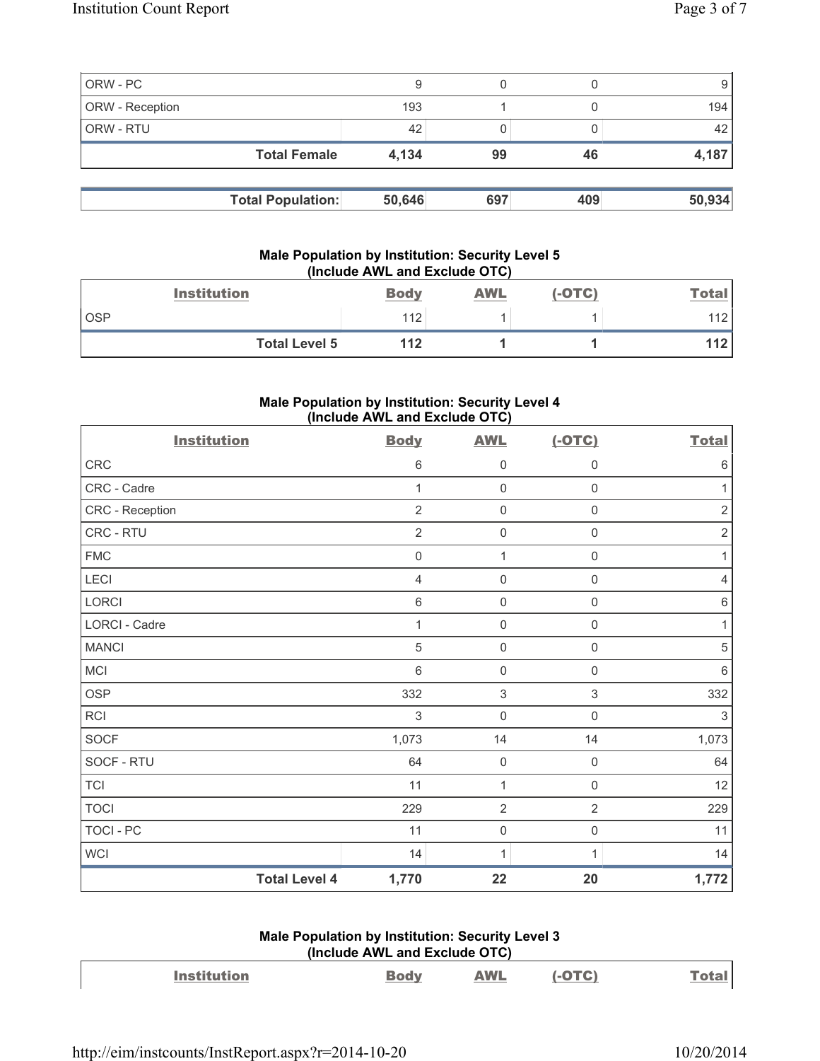| ORW - PC | 9 | 0 | 0 | 9 |
|---|---|---|---|---|
| ORW - Reception | 193 | 1 | 0 | 194 |
| ORW - RTU | 42 | 0 | 0 | 42 |
| **Total Female** | **4,134** | **99** | **46** | **4,187** |

| **Total Population:** | **50,646** | **697** | **409** | **50,934** |
|---|---|---|---|---|

### Male Population by Institution: Security Level 5 (Include AWL and Exclude OTC)

| Institution | Body | AWL | (-OTC) | Total |
|---|---|---|---|---|
| OSP | 112 | 1 | 1 | 112 |
| **Total Level 5** | **112** | **1** | **1** | **112** |

### Male Population by Institution: Security Level 4 (Include AWL and Exclude OTC)

| Institution | Body | AWL | (-OTC) | Total |
|---|---|---|---|---|
| CRC | 6 | 0 | 0 | 6 |
| CRC - Cadre | 1 | 0 | 0 | 1 |
| CRC - Reception | 2 | 0 | 0 | 2 |
| CRC - RTU | 2 | 0 | 0 | 2 |
| FMC | 0 | 1 | 0 | 1 |
| LECI | 4 | 0 | 0 | 4 |
| LORCI | 6 | 0 | 0 | 6 |
| LORCI - Cadre | 1 | 0 | 0 | 1 |
| MANCI | 5 | 0 | 0 | 5 |
| MCI | 6 | 0 | 0 | 6 |
| OSP | 332 | 3 | 3 | 332 |
| RCI | 3 | 0 | 0 | 3 |
| SOCF | 1,073 | 14 | 14 | 1,073 |
| SOCF - RTU | 64 | 0 | 0 | 64 |
| TCI | 11 | 1 | 0 | 12 |
| TOCI | 229 | 2 | 2 | 229 |
| TOCI - PC | 11 | 0 | 0 | 11 |
| WCI | 14 | 1 | 1 | 14 |
| **Total Level 4** | **1,770** | **22** | **20** | **1,772** |

### Male Population by Institution: Security Level 3 (Include AWL and Exclude OTC)

| Institution | Body | AWL | (-OTC) | Total |
|---|---|---|---|---|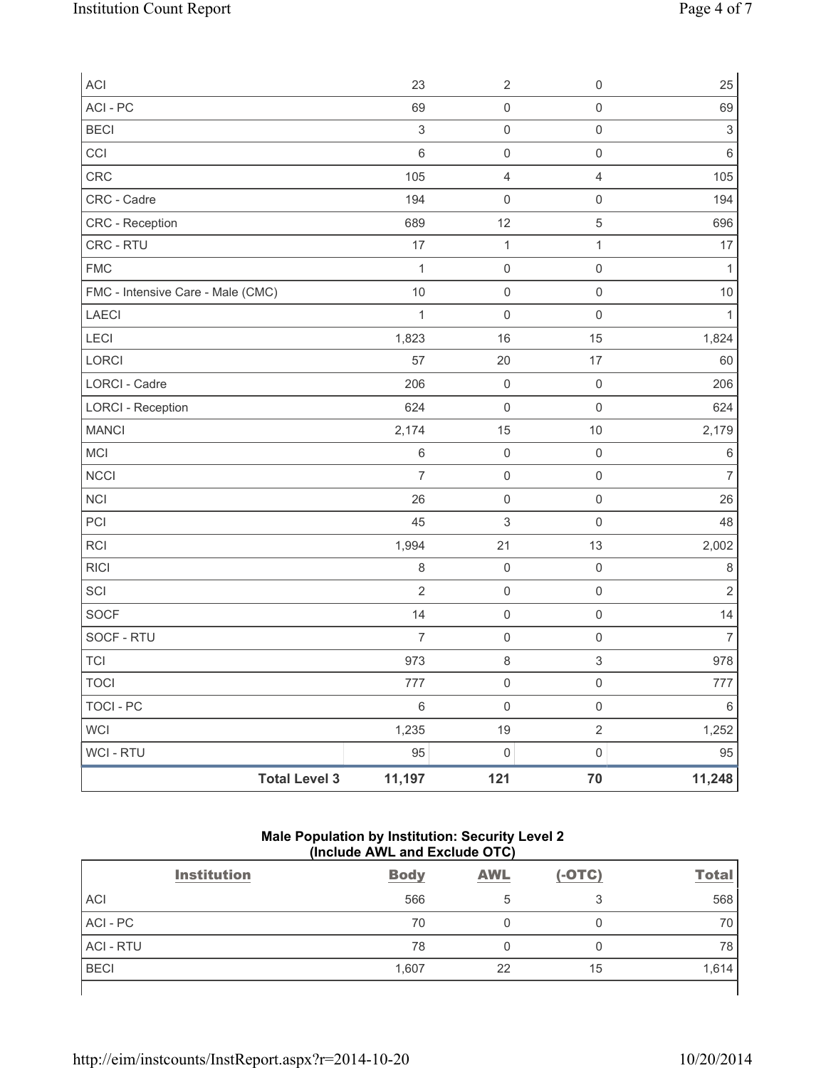| | | | | |
|---|---|---|---|---|
| ACI | 23 | 2 | 0 | 25 |
| ACI - PC | 69 | 0 | 0 | 69 |
| BECI | 3 | 0 | 0 | 3 |
| CCI | 6 | 0 | 0 | 6 |
| CRC | 105 | 4 | 4 | 105 |
| CRC - Cadre | 194 | 0 | 0 | 194 |
| CRC - Reception | 689 | 12 | 5 | 696 |
| CRC - RTU | 17 | 1 | 1 | 17 |
| FMC | 1 | 0 | 0 | 1 |
| FMC - Intensive Care - Male (CMC) | 10 | 0 | 0 | 10 |
| LAECI | 1 | 0 | 0 | 1 |
| LECI | 1,823 | 16 | 15 | 1,824 |
| LORCI | 57 | 20 | 17 | 60 |
| LORCI - Cadre | 206 | 0 | 0 | 206 |
| LORCI - Reception | 624 | 0 | 0 | 624 |
| MANCI | 2,174 | 15 | 10 | 2,179 |
| MCI | 6 | 0 | 0 | 6 |
| NCCI | 7 | 0 | 0 | 7 |
| NCI | 26 | 0 | 0 | 26 |
| PCI | 45 | 3 | 0 | 48 |
| RCI | 1,994 | 21 | 13 | 2,002 |
| RICI | 8 | 0 | 0 | 8 |
| SCI | 2 | 0 | 0 | 2 |
| SOCF | 14 | 0 | 0 | 14 |
| SOCF - RTU | 7 | 0 | 0 | 7 |
| TCI | 973 | 8 | 3 | 978 |
| TOCI | 777 | 0 | 0 | 777 |
| TOCI - PC | 6 | 0 | 0 | 6 |
| WCI | 1,235 | 19 | 2 | 1,252 |
| WCI - RTU | 95 | 0 | 0 | 95 |
| **Total Level 3** | **11,197** | **121** | **70** | **11,248** |

**Male Population by Institution: Security Level 2**
**(Include AWL and Exclude OTC)**

| Institution | Body | AWL | (-OTC) | Total |
|---|---|---|---|---|
| ACI | 566 | 5 | 3 | 568 |
| ACI - PC | 70 | 0 | 0 | 70 |
| ACI - RTU | 78 | 0 | 0 | 78 |
| BECI | 1,607 | 22 | 15 | 1,614 |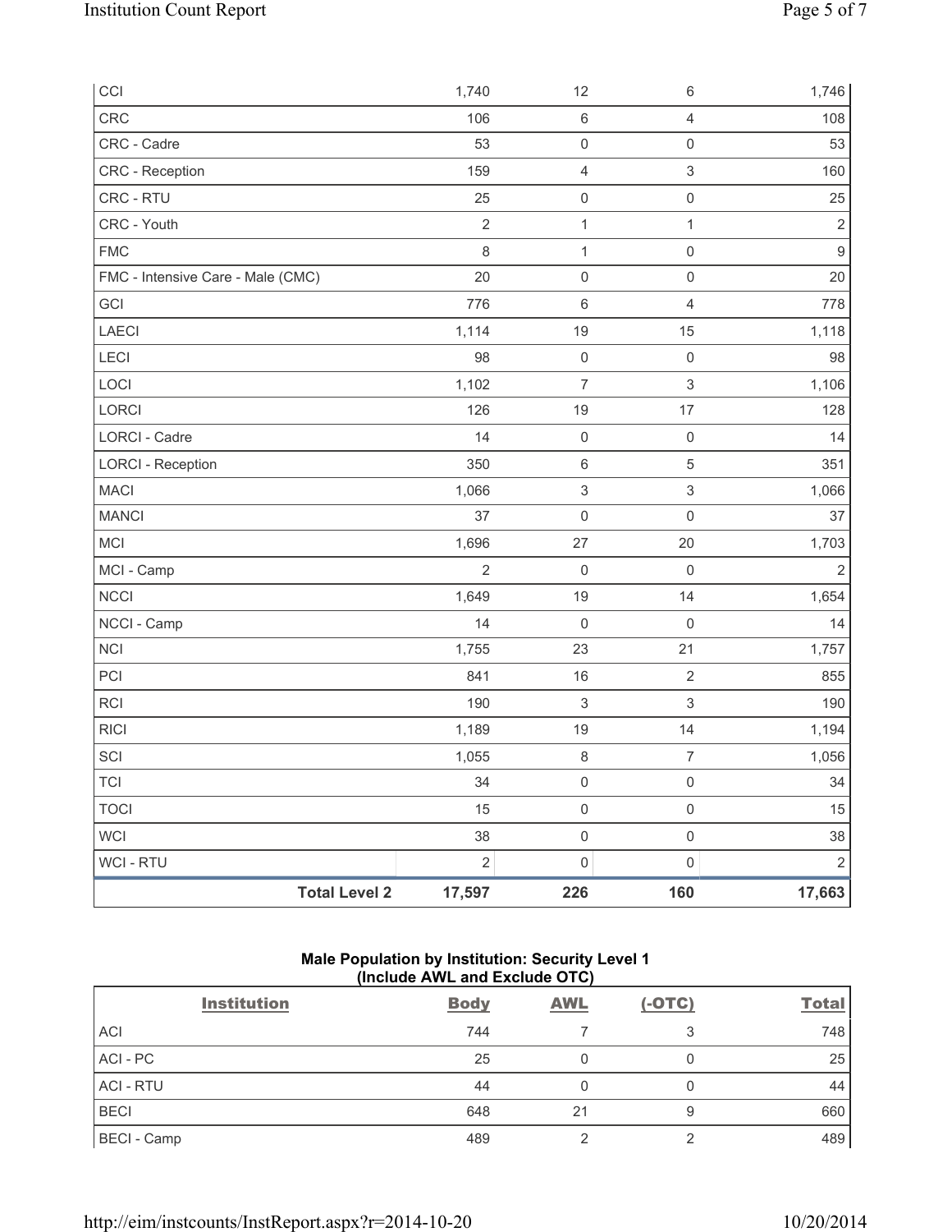| | | | | |
|---|---|---|---|---|
| CCI | 1,740 | 12 | 6 | 1,746 |
| CRC | 106 | 6 | 4 | 108 |
| CRC - Cadre | 53 | 0 | 0 | 53 |
| CRC - Reception | 159 | 4 | 3 | 160 |
| CRC - RTU | 25 | 0 | 0 | 25 |
| CRC - Youth | 2 | 1 | 1 | 2 |
| FMC | 8 | 1 | 0 | 9 |
| FMC - Intensive Care - Male (CMC) | 20 | 0 | 0 | 20 |
| GCI | 776 | 6 | 4 | 778 |
| LAECI | 1,114 | 19 | 15 | 1,118 |
| LECI | 98 | 0 | 0 | 98 |
| LOCI | 1,102 | 7 | 3 | 1,106 |
| LORCI | 126 | 19 | 17 | 128 |
| LORCI - Cadre | 14 | 0 | 0 | 14 |
| LORCI - Reception | 350 | 6 | 5 | 351 |
| MACI | 1,066 | 3 | 3 | 1,066 |
| MANCI | 37 | 0 | 0 | 37 |
| MCI | 1,696 | 27 | 20 | 1,703 |
| MCI - Camp | 2 | 0 | 0 | 2 |
| NCCI | 1,649 | 19 | 14 | 1,654 |
| NCCI - Camp | 14 | 0 | 0 | 14 |
| NCI | 1,755 | 23 | 21 | 1,757 |
| PCI | 841 | 16 | 2 | 855 |
| RCI | 190 | 3 | 3 | 190 |
| RICI | 1,189 | 19 | 14 | 1,194 |
| SCI | 1,055 | 8 | 7 | 1,056 |
| TCI | 34 | 0 | 0 | 34 |
| TOCI | 15 | 0 | 0 | 15 |
| WCI | 38 | 0 | 0 | 38 |
| WCI - RTU | 2 | 0 | 0 | 2 |
| **Total Level 2** | **17,597** | **226** | **160** | **17,663** |

**Male Population by Institution: Security Level 1 (Include AWL and Exclude OTC)**

| Institution | Body | AWL | (-OTC) | Total |
|---|---|---|---|---|
| ACI | 744 | 7 | 3 | 748 |
| ACI - PC | 25 | 0 | 0 | 25 |
| ACI - RTU | 44 | 0 | 0 | 44 |
| BECI | 648 | 21 | 9 | 660 |
| BECI - Camp | 489 | 2 | 2 | 489 |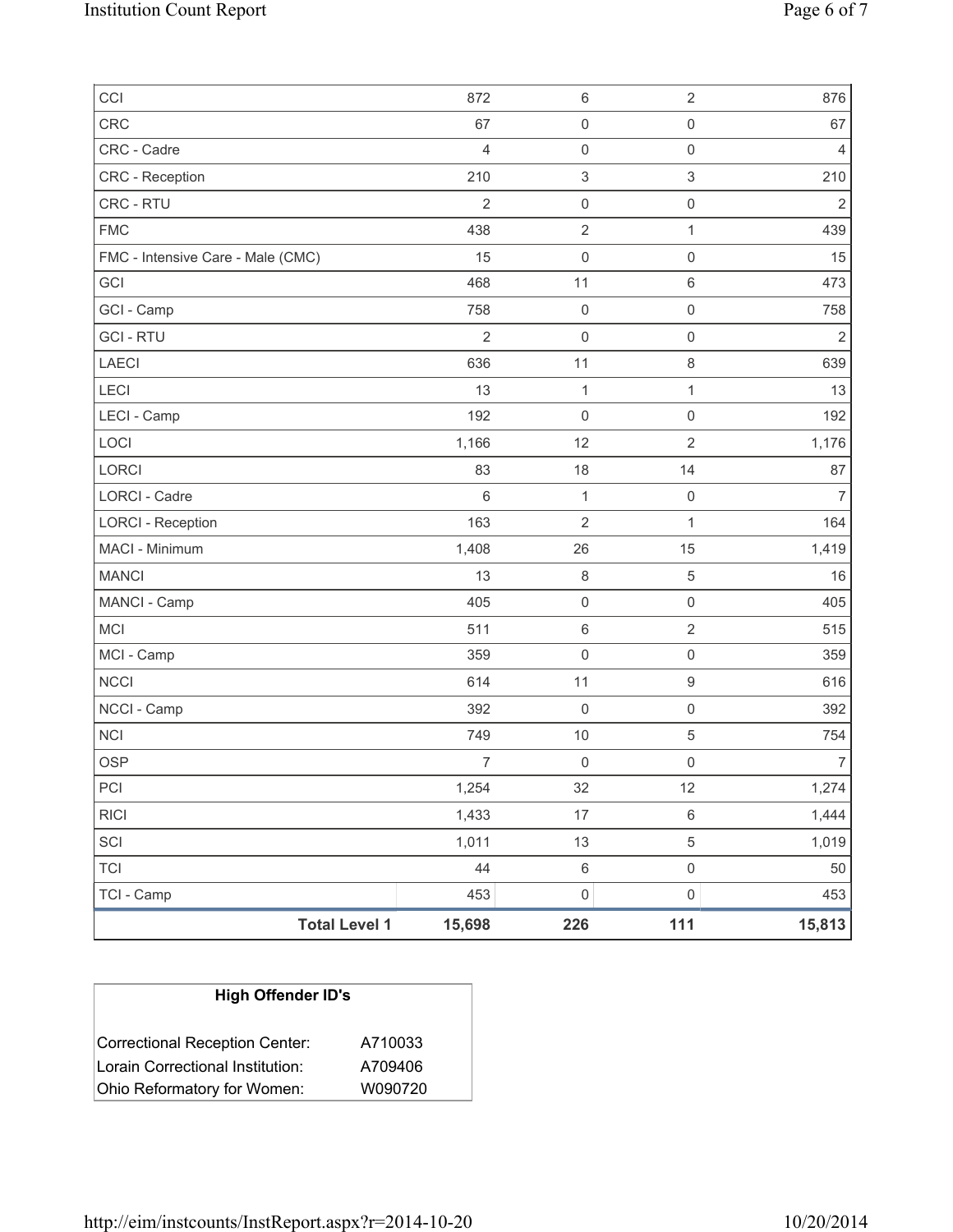| | | | | |
|---|---|---|---|---|
| CCI | 872 | 6 | 2 | 876 |
| CRC | 67 | 0 | 0 | 67 |
| CRC - Cadre | 4 | 0 | 0 | 4 |
| CRC - Reception | 210 | 3 | 3 | 210 |
| CRC - RTU | 2 | 0 | 0 | 2 |
| FMC | 438 | 2 | 1 | 439 |
| FMC - Intensive Care - Male (CMC) | 15 | 0 | 0 | 15 |
| GCI | 468 | 11 | 6 | 473 |
| GCI - Camp | 758 | 0 | 0 | 758 |
| GCI - RTU | 2 | 0 | 0 | 2 |
| LAECI | 636 | 11 | 8 | 639 |
| LECI | 13 | 1 | 1 | 13 |
| LECI - Camp | 192 | 0 | 0 | 192 |
| LOCI | 1,166 | 12 | 2 | 1,176 |
| LORCI | 83 | 18 | 14 | 87 |
| LORCI - Cadre | 6 | 1 | 0 | 7 |
| LORCI - Reception | 163 | 2 | 1 | 164 |
| MACI - Minimum | 1,408 | 26 | 15 | 1,419 |
| MANCI | 13 | 8 | 5 | 16 |
| MANCI - Camp | 405 | 0 | 0 | 405 |
| MCI | 511 | 6 | 2 | 515 |
| MCI - Camp | 359 | 0 | 0 | 359 |
| NCCI | 614 | 11 | 9 | 616 |
| NCCI - Camp | 392 | 0 | 0 | 392 |
| NCI | 749 | 10 | 5 | 754 |
| OSP | 7 | 0 | 0 | 7 |
| PCI | 1,254 | 32 | 12 | 1,274 |
| RICI | 1,433 | 17 | 6 | 1,444 |
| SCI | 1,011 | 13 | 5 | 1,019 |
| TCI | 44 | 6 | 0 | 50 |
| TCI - Camp | 453 | 0 | 0 | 453 |
| **Total Level 1** | **15,698** | **226** | **111** | **15,813** |

| High Offender ID's | |
|---|---|
| Correctional Reception Center: | A710033 |
| Lorain Correctional Institution: | A709406 |
| Ohio Reformatory for Women: | W090720 |